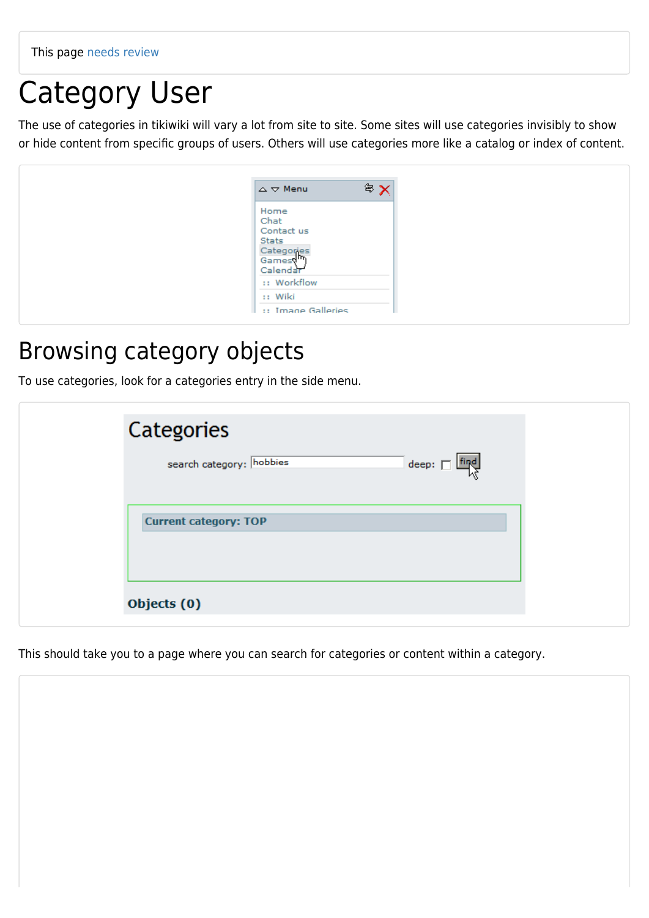This page needs review

# Category User

The use of categories in tikiwiki will vary a lot from site to site. Some sites will use categories invisibly to show or hide content from specific groups of users. Others will use categories more like a catalog or index of content.

## Browsing category objects

To use categories, look for a categories entry in the side menu.

This should take you to a page where you can search for categories or content within a category.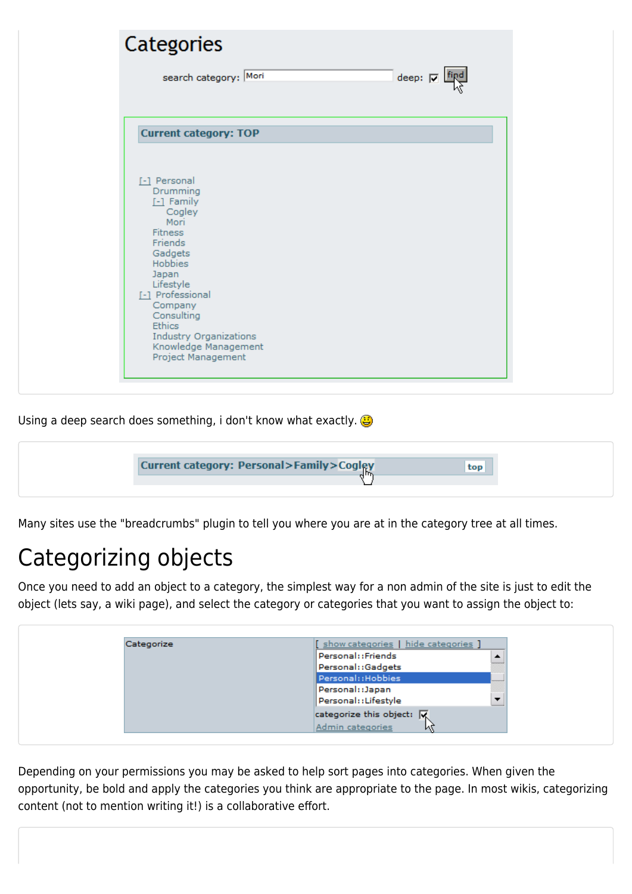# Categories

search category: Mori deep: find

**Current category: TOP**

[-] Personal
- Drumming
- [-] Family
  - Cogley
  - Mori
- Fitness
- Friends
- Gadgets
- Hobbies
- Japan
- Lifestyle

[-] Professional
- Company
- Consulting
- Ethics
- Industry Organizations
- Knowledge Management
- Project Management

Using a deep search does something, i don't know what exactly. 😃

**Current category: Personal>Family>Cogley** top

Many sites use the "breadcrumbs" plugin to tell you where you are at in the category tree at all times.

# Categorizing objects

Once you need to add an object to a category, the simplest way for a non admin of the site is just to edit the object (lets say, a wiki page), and select the category or categories that you want to assign the object to:

| Categorize | [ show categories \| hide categories ] |
| --- | --- |
| | Personal::Friends<br>Personal::Gadgets<br>Personal::Hobbies<br>Personal::Japan<br>Personal::Lifestyle |
| | categorize this object: ☑ |
| | Admin categories |

Depending on your permissions you may be asked to help sort pages into categories. When given the opportunity, be bold and apply the categories you think are appropriate to the page. In most wikis, categorizing content (not to mention writing it!) is a collaborative effort.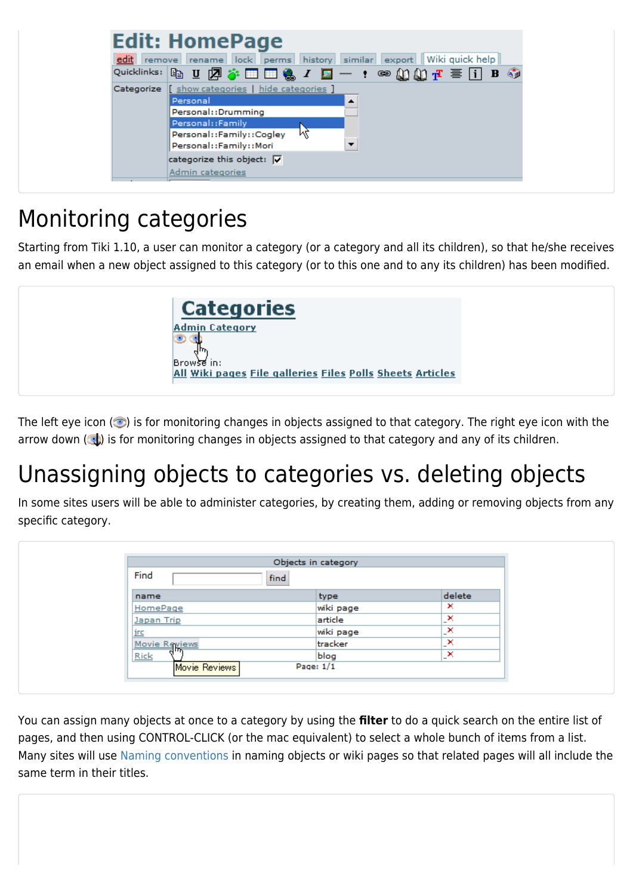# Monitoring categories

Starting from Tiki 1.10, a user can monitor a category (or a category and all its children), so that he/she receives an email when a new object assigned to this category (or to this one and to any its children) has been modified.

The left eye icon ( ) is for monitoring changes in objects assigned to that category. The right eye icon with the arrow down ( ) is for monitoring changes in objects assigned to that category and any of its children.

# Unassigning objects to categories vs. deleting objects

In some sites users will be able to administer categories, by creating them, adding or removing objects from any specific category.

You can assign many objects at once to a category by using the **filter** to do a quick search on the entire list of pages, and then using CONTROL-CLICK (or the mac equivalent) to select a whole bunch of items from a list. Many sites will use Naming conventions in naming objects or wiki pages so that related pages will all include the same term in their titles.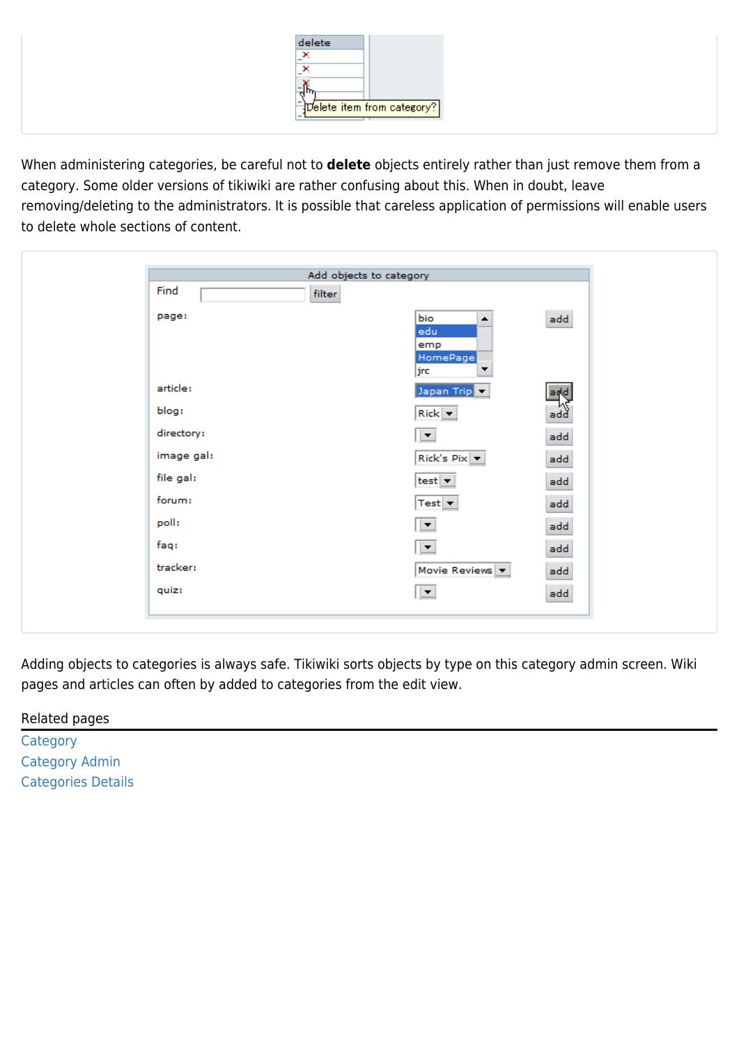When administering categories, be careful not to **delete** objects entirely rather than just remove them from a category. Some older versions of tikiwiki are rather confusing about this. When in doubt, leave removing/deleting to the administrators. It is possible that careless application of permissions will enable users to delete whole sections of content.

Adding objects to categories is always safe. Tikiwiki sorts objects by type on this category admin screen. Wiki pages and articles can often by added to categories from the edit view.

Related pages

Category
Category Admin
Categories Details